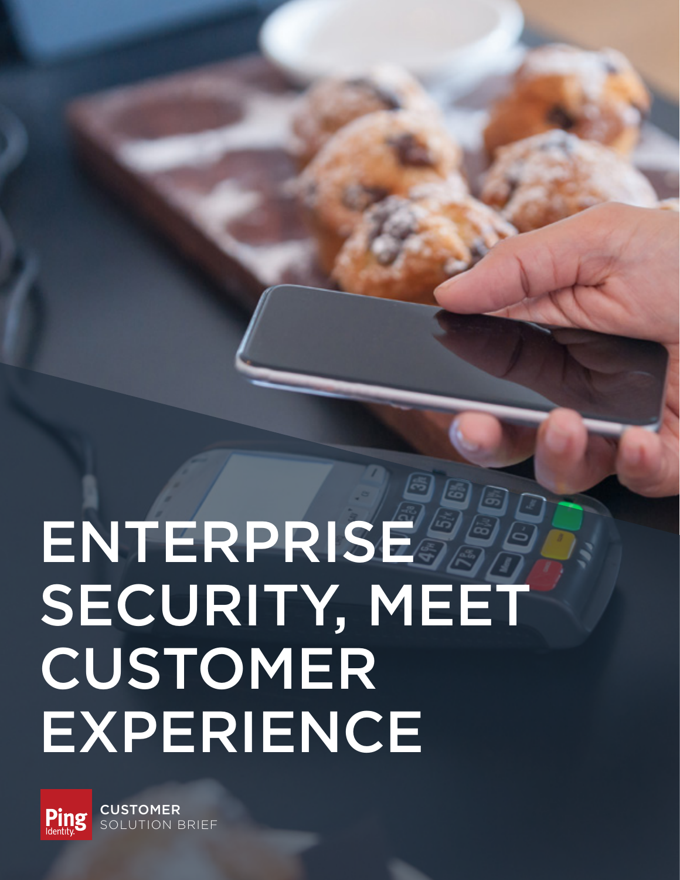# ENTERPRISE SECURITY, MEET CUSTOMER EXPERIENCE

Ping Identity

CUSTOMER SOLUTION BRIEF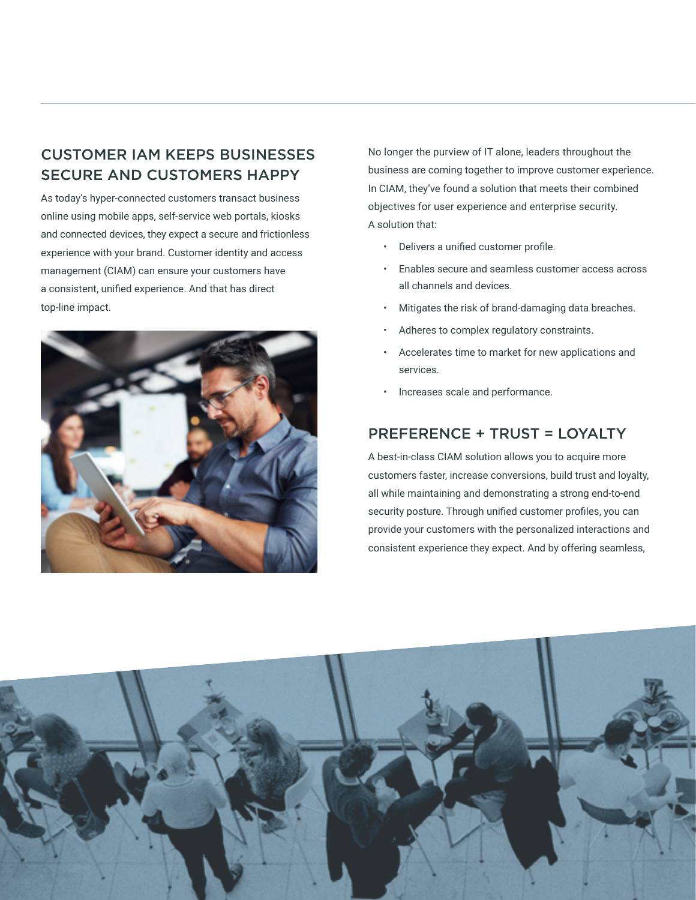## CUSTOMER IAM KEEPS BUSINESSES SECURE AND CUSTOMERS HAPPY

As today's hyper-connected customers transact business online using mobile apps, self-service web portals, kiosks and connected devices, they expect a secure and frictionless experience with your brand. Customer identity and access management (CIAM) can ensure your customers have a consistent, unified experience. And that has direct top-line impact.

No longer the purview of IT alone, leaders throughout the business are coming together to improve customer experience. In CIAM, they've found a solution that meets their combined objectives for user experience and enterprise security. A solution that:

- Delivers a unified customer profile.
- Enables secure and seamless customer access across all channels and devices.
- Mitigates the risk of brand-damaging data breaches.
- Adheres to complex regulatory constraints.
- Accelerates time to market for new applications and services.
- Increases scale and performance.

## PREFERENCE + TRUST = LOYALTY

A best-in-class CIAM solution allows you to acquire more customers faster, increase conversions, build trust and loyalty, all while maintaining and demonstrating a strong end-to-end security posture. Through unified customer profiles, you can provide your customers with the personalized interactions and consistent experience they expect. And by offering seamless,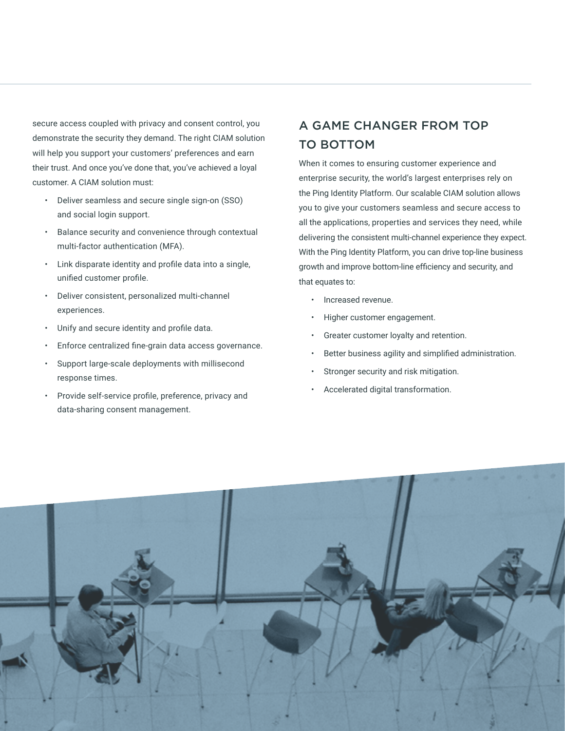secure access coupled with privacy and consent control, you demonstrate the security they demand. The right CIAM solution will help you support your customers' preferences and earn their trust. And once you've done that, you've achieved a loyal customer. A CIAM solution must:

- Deliver seamless and secure single sign-on (SSO) and social login support.
- Balance security and convenience through contextual multi-factor authentication (MFA).
- Link disparate identity and profile data into a single, unified customer profile.
- Deliver consistent, personalized multi-channel experiences.
- Unify and secure identity and profile data.
- Enforce centralized fine-grain data access governance.
- Support large-scale deployments with millisecond response times.
- Provide self-service profile, preference, privacy and data-sharing consent management.

## A GAME CHANGER FROM TOP TO BOTTOM

When it comes to ensuring customer experience and enterprise security, the world's largest enterprises rely on the Ping Identity Platform. Our scalable CIAM solution allows you to give your customers seamless and secure access to all the applications, properties and services they need, while delivering the consistent multi-channel experience they expect. With the Ping Identity Platform, you can drive top-line business growth and improve bottom-line efficiency and security, and that equates to:

- Increased revenue.
- Higher customer engagement.
- Greater customer loyalty and retention.
- Better business agility and simplified administration.
- Stronger security and risk mitigation.
- Accelerated digital transformation.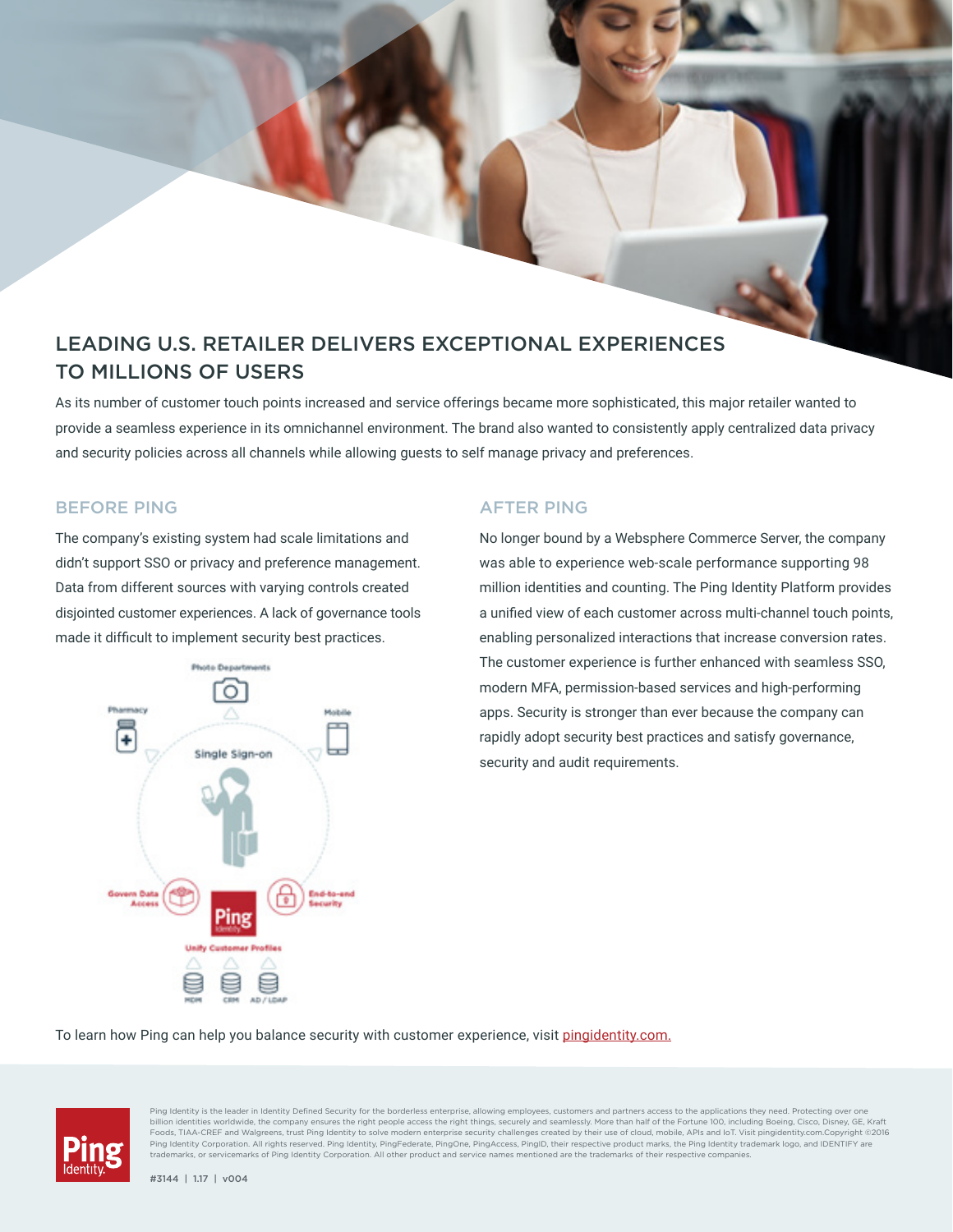## LEADING U.S. RETAILER DELIVERS EXCEPTIONAL EXPERIENCES TO MILLIONS OF USERS

As its number of customer touch points increased and service offerings became more sophisticated, this major retailer wanted to provide a seamless experience in its omnichannel environment. The brand also wanted to consistently apply centralized data privacy and security policies across all channels while allowing guests to self manage privacy and preferences.

### BEFORE PING

The company's existing system had scale limitations and didn't support SSO or privacy and preference management. Data from different sources with varying controls created disjointed customer experiences. A lack of governance tools made it difficult to implement security best practices.

Photo Departments
Pharmacy
Mobile
Single Sign-on
Govern Data Access
End-to-end Security
Ping Identity
Unify Customer Profiles
MDM
CRM
AD / LDAP

### AFTER PING

No longer bound by a Websphere Commerce Server, the company was able to experience web-scale performance supporting 98 million identities and counting. The Ping Identity Platform provides a unified view of each customer across multi-channel touch points, enabling personalized interactions that increase conversion rates. The customer experience is further enhanced with seamless SSO, modern MFA, permission-based services and high-performing apps. Security is stronger than ever because the company can rapidly adopt security best practices and satisfy governance, security and audit requirements.

To learn how Ping can help you balance security with customer experience, visit [pingidentity.com.](https://pingidentity.com)

Ping Identity is the leader in Identity Defined Security for the borderless enterprise, allowing employees, customers and partners access to the applications they need. Protecting over one billion identities worldwide, the company ensures the right people access the right things, securely and seamlessly. More than half of the Fortune 100, including Boeing, Cisco, Disney, GE, Kraft Foods, TIAA-CREF and Walgreens, trust Ping Identity to solve modern enterprise security challenges created by their use of cloud, mobile, APIs and IoT. Visit pingidentity.com.Copyright ©2016 Ping Identity Corporation. All rights reserved. Ping Identity, PingFederate, PingOne, PingAccess, PingID, their respective product marks, the Ping Identity trademark logo, and IDENTIFY are trademarks, or servicemarks of Ping Identity Corporation. All other product and service names mentioned are the trademarks of their respective companies.

#3144 | 1.17 | v004